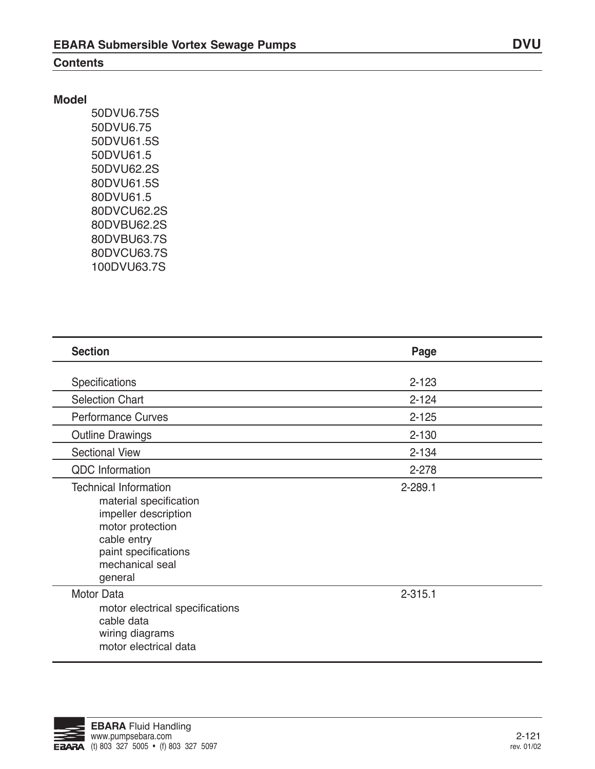# EBARA Submersible Vortex Sewage Pumps — DVU

## Contents

**Model**

- 50DVU6.75S
- 50DVU6.75
- 50DVU61.5S
- 50DVU61.5
- 50DVU62.2S
- 80DVU61.5S
- 80DVU61.5
- 80DVCU62.2S
- 80DVBU62.2S
- 80DVBU63.7S
- 80DVCU63.7S
- 100DVU63.7S

| Section | Page |
| --- | --- |
| Specifications | 2-123 |
| Selection Chart | 2-124 |
| Performance Curves | 2-125 |
| Outline Drawings | 2-130 |
| Sectional View | 2-134 |
| QDC Information | 2-278 |
| Technical Information<br>material specification<br>impeller description<br>motor protection<br>cable entry<br>paint specifications<br>mechanical seal<br>general | 2-289.1 |
| Motor Data<br>motor electrical specifications<br>cable data<br>wiring diagrams<br>motor electrical data | 2-315.1 |

**EBARA** Fluid Handling
www.pumpsebara.com
(t) 803 327 5005 • (f) 803 327 5097

rev. 01/02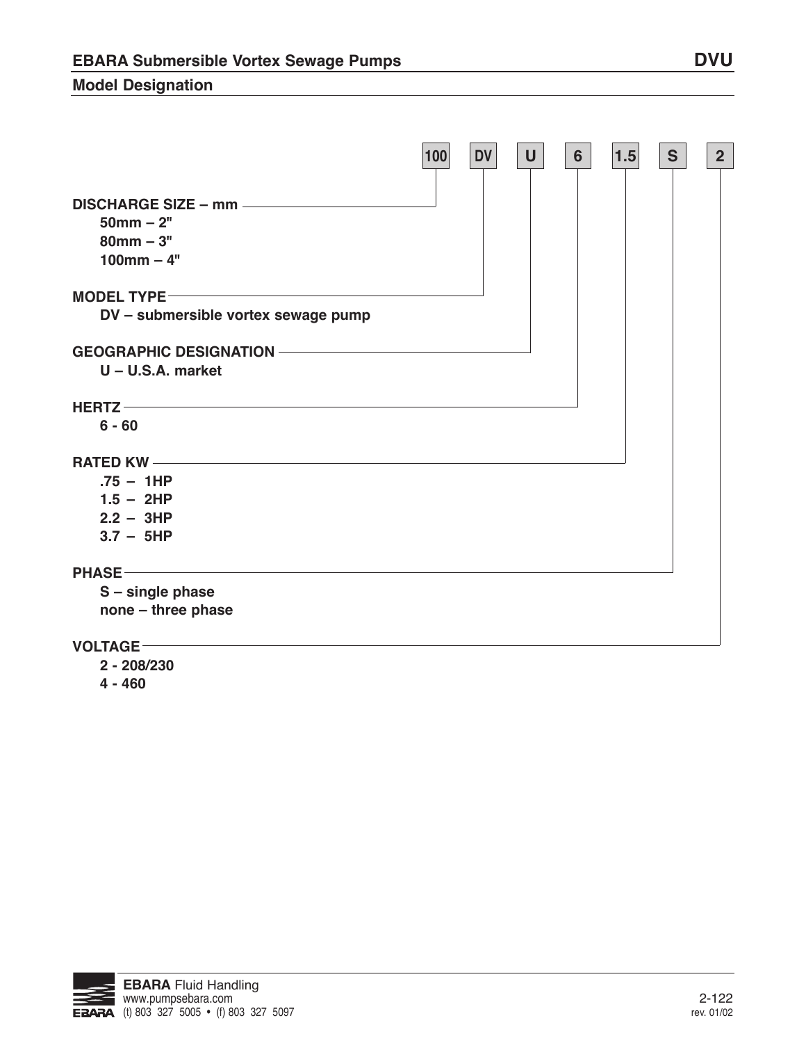# EBARA Submersible Vortex Sewage Pumps — DVU

## Model Designation

**100 | DV | U | 6 | 1.5 | S | 2**

**DISCHARGE SIZE – mm**
- 50mm – 2"
- 80mm – 3"
- 100mm – 4"

**MODEL TYPE**
- DV – submersible vortex sewage pump

**GEOGRAPHIC DESIGNATION**
- U – U.S.A. market

**HERTZ**
- 6 - 60

**RATED KW**
- .75 – 1HP
- 1.5 – 2HP
- 2.2 – 3HP
- 3.7 – 5HP

**PHASE**
- S – single phase
- none – three phase

**VOLTAGE**
- 2 - 208/230
- 4 - 460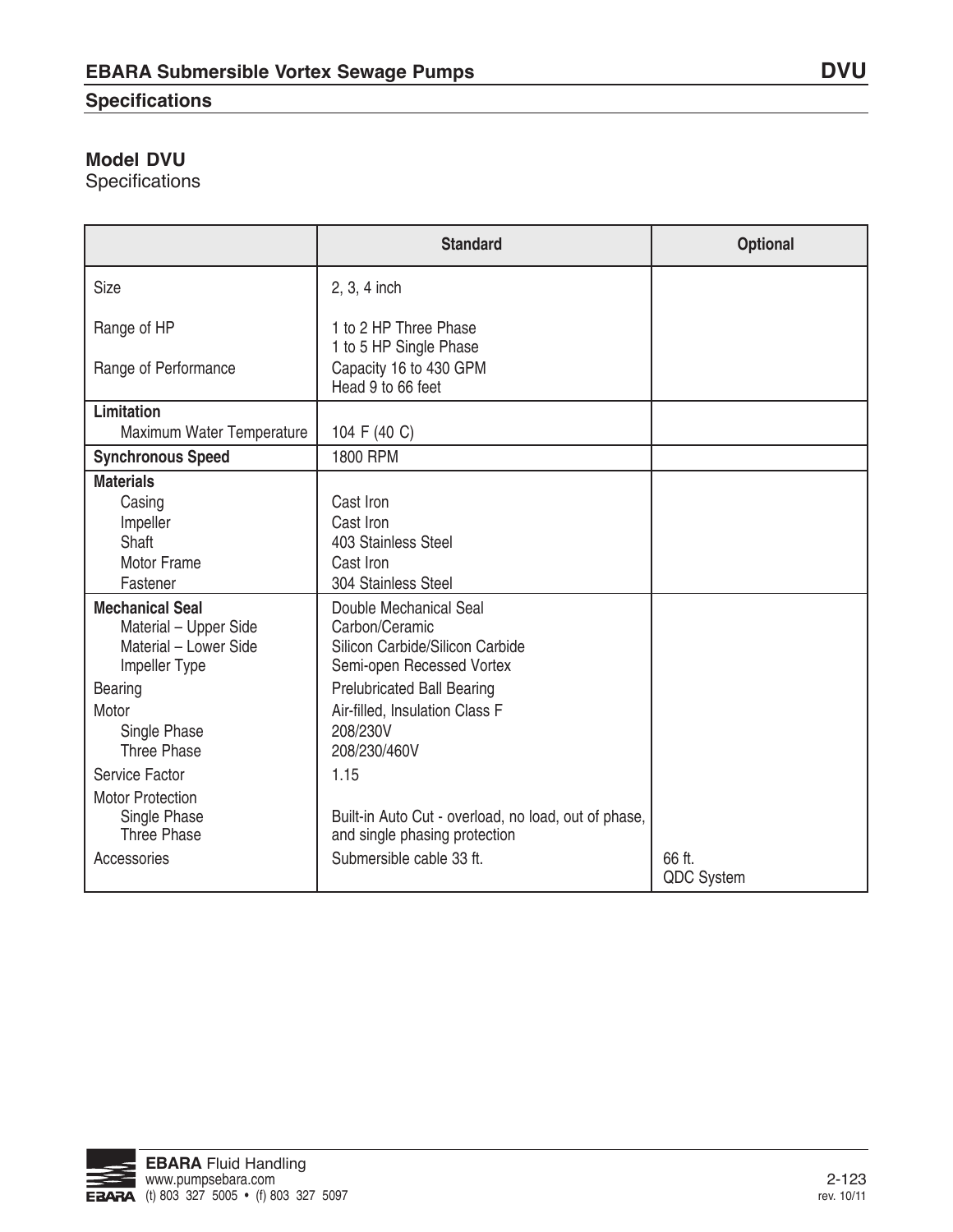## Model DVU
Specifications

| | Standard | Optional |
|---|---|---|
| Size | 2, 3, 4 inch | |
| Range of HP | 1 to 2 HP Three Phase<br>1 to 5 HP Single Phase | |
| Range of Performance | Capacity 16 to 430 GPM<br>Head 9 to 66 feet | |
| **Limitation**<br>Maximum Water Temperature | <br>104 F (40 C) | |
| **Synchronous Speed** | 1800 RPM | |
| **Materials**<br>Casing<br>Impeller<br>Shaft<br>Motor Frame<br>Fastener | <br>Cast Iron<br>Cast Iron<br>403 Stainless Steel<br>Cast Iron<br>304 Stainless Steel | |
| **Mechanical Seal**<br>Material – Upper Side<br>Material – Lower Side<br>Impeller Type | Double Mechanical Seal<br>Carbon/Ceramic<br>Silicon Carbide/Silicon Carbide<br>Semi-open Recessed Vortex | |
| Bearing | Prelubricated Ball Bearing | |
| Motor<br>Single Phase<br>Three Phase | Air-filled, Insulation Class F<br>208/230V<br>208/230/460V | |
| Service Factor | 1.15 | |
| Motor Protection<br>Single Phase<br>Three Phase | <br>Built-in Auto Cut - overload, no load, out of phase,<br>and single phasing protection | |
| Accessories | Submersible cable 33 ft. | 66 ft.<br>QDC System |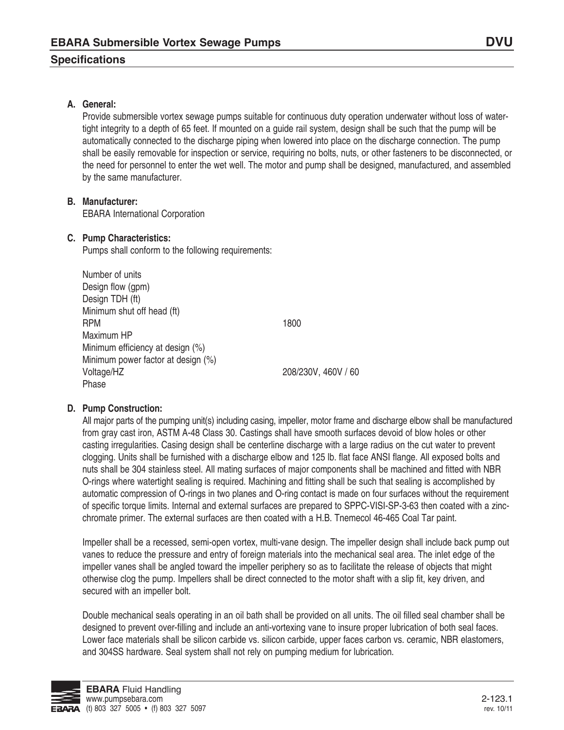# EBARA Submersible Vortex Sewage Pumps — DVU

## Specifications

**A. General:**

Provide submersible vortex sewage pumps suitable for continuous duty operation underwater without loss of watertight integrity to a depth of 65 feet. If mounted on a guide rail system, design shall be such that the pump will be automatically connected to the discharge piping when lowered into place on the discharge connection. The pump shall be easily removable for inspection or service, requiring no bolts, nuts, or other fasteners to be disconnected, or the need for personnel to enter the wet well. The motor and pump shall be designed, manufactured, and assembled by the same manufacturer.

**B. Manufacturer:**

EBARA International Corporation

**C. Pump Characteristics:**

Pumps shall conform to the following requirements:

| | |
|---|---|
| Number of units | |
| Design flow (gpm) | |
| Design TDH (ft) | |
| Minimum shut off head (ft) | |
| RPM | 1800 |
| Maximum HP | |
| Minimum efficiency at design (%) | |
| Minimum power factor at design (%) | |
| Voltage/HZ | 208/230V, 460V / 60 |
| Phase | |

**D. Pump Construction:**

All major parts of the pumping unit(s) including casing, impeller, motor frame and discharge elbow shall be manufactured from gray cast iron, ASTM A-48 Class 30. Castings shall have smooth surfaces devoid of blow holes or other casting irregularities. Casing design shall be centerline discharge with a large radius on the cut water to prevent clogging. Units shall be furnished with a discharge elbow and 125 lb. flat face ANSI flange. All exposed bolts and nuts shall be 304 stainless steel. All mating surfaces of major components shall be machined and fitted with NBR O-rings where watertight sealing is required. Machining and fitting shall be such that sealing is accomplished by automatic compression of O-rings in two planes and O-ring contact is made on four surfaces without the requirement of specific torque limits. Internal and external surfaces are prepared to SPPC-VISI-SP-3-63 then coated with a zinc-chromate primer. The external surfaces are then coated with a H.B. Tnemecol 46-465 Coal Tar paint.

Impeller shall be a recessed, semi-open vortex, multi-vane design. The impeller design shall include back pump out vanes to reduce the pressure and entry of foreign materials into the mechanical seal area. The inlet edge of the impeller vanes shall be angled toward the impeller periphery so as to facilitate the release of objects that might otherwise clog the pump. Impellers shall be direct connected to the motor shaft with a slip fit, key driven, and secured with an impeller bolt.

Double mechanical seals operating in an oil bath shall be provided on all units. The oil filled seal chamber shall be designed to prevent over-filling and include an anti-vortexing vane to insure proper lubrication of both seal faces. Lower face materials shall be silicon carbide vs. silicon carbide, upper faces carbon vs. ceramic, NBR elastomers, and 304SS hardware. Seal system shall not rely on pumping medium for lubrication.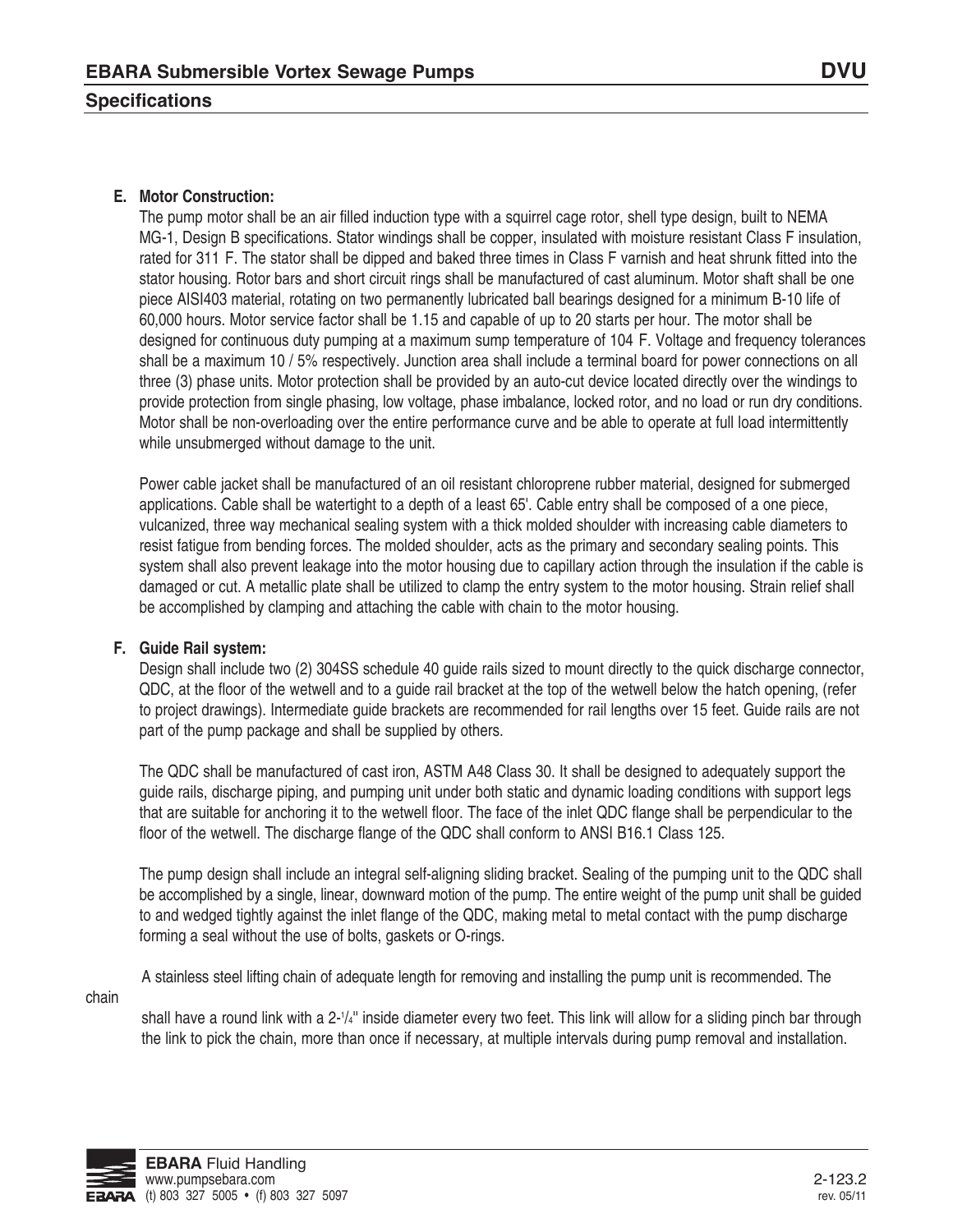### E. Motor Construction:

The pump motor shall be an air filled induction type with a squirrel cage rotor, shell type design, built to NEMA MG-1, Design B specifications. Stator windings shall be copper, insulated with moisture resistant Class F insulation, rated for 311 F. The stator shall be dipped and baked three times in Class F varnish and heat shrunk fitted into the stator housing. Rotor bars and short circuit rings shall be manufactured of cast aluminum. Motor shaft shall be one piece AISI403 material, rotating on two permanently lubricated ball bearings designed for a minimum B-10 life of 60,000 hours. Motor service factor shall be 1.15 and capable of up to 20 starts per hour. The motor shall be designed for continuous duty pumping at a maximum sump temperature of 104 F. Voltage and frequency tolerances shall be a maximum 10 / 5% respectively. Junction area shall include a terminal board for power connections on all three (3) phase units. Motor protection shall be provided by an auto-cut device located directly over the windings to provide protection from single phasing, low voltage, phase imbalance, locked rotor, and no load or run dry conditions. Motor shall be non-overloading over the entire performance curve and be able to operate at full load intermittently while unsubmerged without damage to the unit.

Power cable jacket shall be manufactured of an oil resistant chloroprene rubber material, designed for submerged applications. Cable shall be watertight to a depth of a least 65'. Cable entry shall be composed of a one piece, vulcanized, three way mechanical sealing system with a thick molded shoulder with increasing cable diameters to resist fatigue from bending forces. The molded shoulder, acts as the primary and secondary sealing points. This system shall also prevent leakage into the motor housing due to capillary action through the insulation if the cable is damaged or cut. A metallic plate shall be utilized to clamp the entry system to the motor housing. Strain relief shall be accomplished by clamping and attaching the cable with chain to the motor housing.

### F. Guide Rail system:

Design shall include two (2) 304SS schedule 40 guide rails sized to mount directly to the quick discharge connector, QDC, at the floor of the wetwell and to a guide rail bracket at the top of the wetwell below the hatch opening, (refer to project drawings). Intermediate guide brackets are recommended for rail lengths over 15 feet. Guide rails are not part of the pump package and shall be supplied by others.

The QDC shall be manufactured of cast iron, ASTM A48 Class 30. It shall be designed to adequately support the guide rails, discharge piping, and pumping unit under both static and dynamic loading conditions with support legs that are suitable for anchoring it to the wetwell floor. The face of the inlet QDC flange shall be perpendicular to the floor of the wetwell. The discharge flange of the QDC shall conform to ANSI B16.1 Class 125.

The pump design shall include an integral self-aligning sliding bracket. Sealing of the pumping unit to the QDC shall be accomplished by a single, linear, downward motion of the pump. The entire weight of the pump unit shall be guided to and wedged tightly against the inlet flange of the QDC, making metal to metal contact with the pump discharge forming a seal without the use of bolts, gaskets or O-rings.

A stainless steel lifting chain of adequate length for removing and installing the pump unit is recommended. The chain shall have a round link with a 2-1/4" inside diameter every two feet. This link will allow for a sliding pinch bar through the link to pick the chain, more than once if necessary, at multiple intervals during pump removal and installation.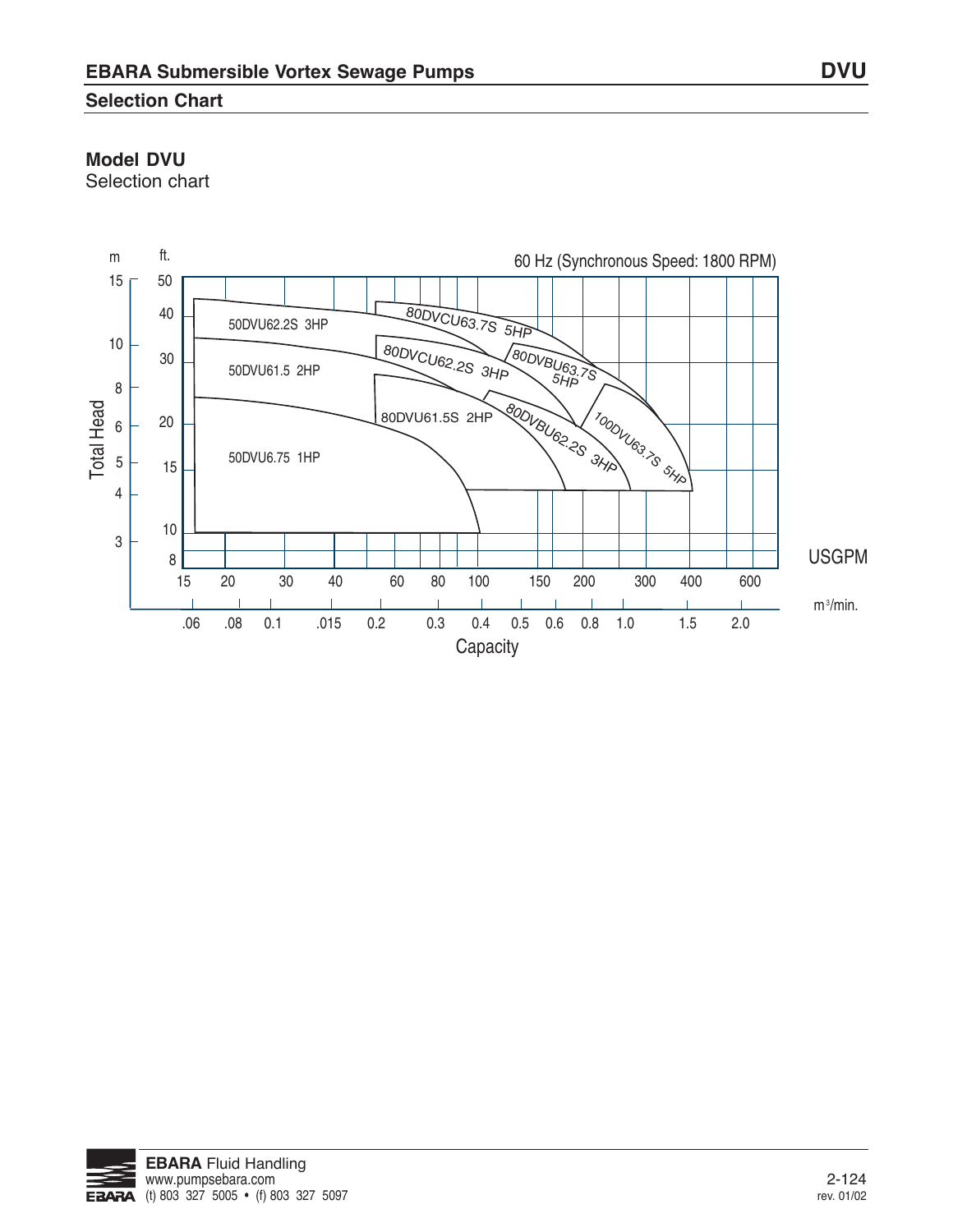# EBARA Submersible Vortex Sewage Pumps

## Selection Chart

### Model DVU

Selection chart

60 Hz (Synchronous Speed: 1800 RPM)

Total Head (m / ft.) vs. Capacity (USGPM / m³/min.)

- 50DVU62.2S 3HP
- 50DVU61.5 2HP
- 50DVU6.75 1HP
- 80DVCU63.7S 5HP
- 80DVCU62.2S 3HP
- 80DVBU63.7S 5HP
- 80DVU61.5S 2HP
- 80DVBU62.2S 3HP
- 100DVU63.7S 5HP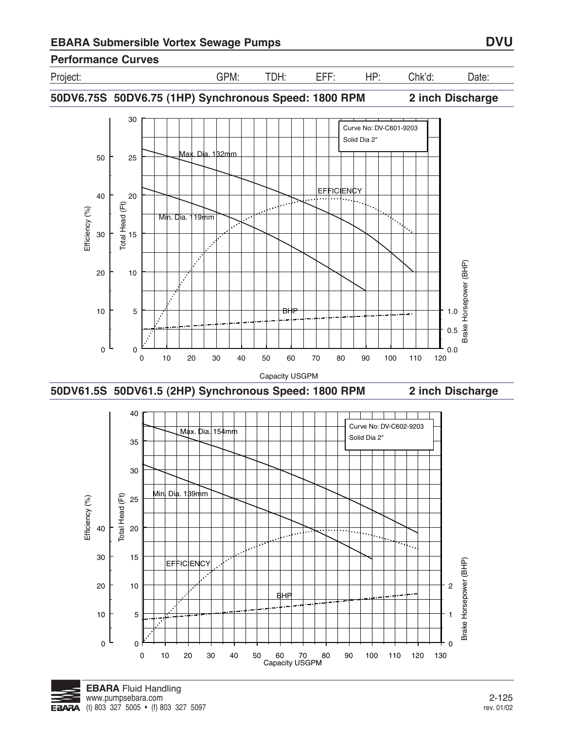## EBARA Submersible Vortex Sewage Pumps — DVU

### Performance Curves

| Project: | GPM: | TDH: | EFF: | HP: | Chk'd: | Date: |
| --- | --- | --- | --- | --- | --- | --- |

### 50DV6.75S 50DV6.75 (1HP) Synchronous Speed: 1800 RPM — 2 inch Discharge

Curve No: DV-C601-9203
Solid Dia 2"

Max. Dia. 132mm
Min. Dia. 119mm
EFFICIENCY
BHP

Efficiency (%) — Total Head (Ft) — Brake Horsepower (BHP)

Capacity USGPM

### 50DV61.5S 50DV61.5 (2HP) Synchronous Speed: 1800 RPM — 2 inch Discharge

Curve No: DV-C602-9203
Solid Dia 2"

Max. Dia. 154mm
Min. Dia. 139mm
EFFICIENCY
BHP

Efficiency (%) — Total Head (Ft) — Brake Horsepower (BHP)

Capacity USGPM

**EBARA** Fluid Handling
www.pumpsebara.com
(t) 803 327 5005 • (f) 803 327 5097

rev. 01/02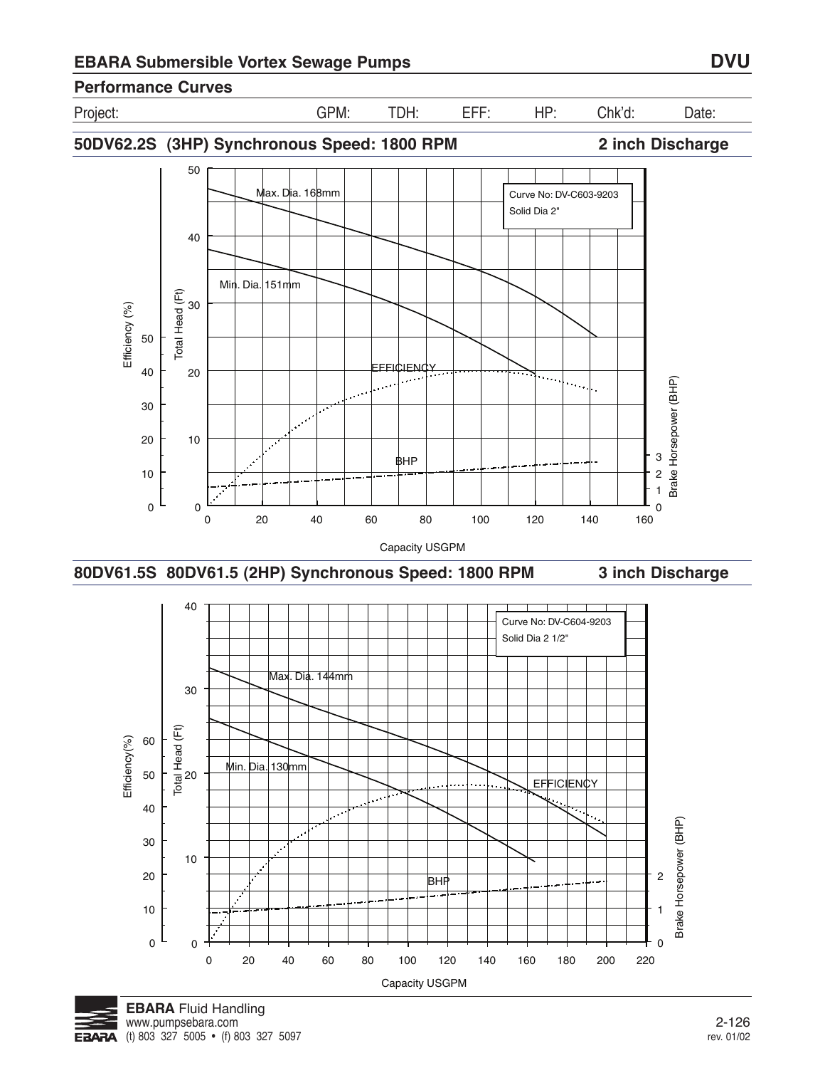## EBARA Submersible Vortex Sewage Pumps

### Performance Curves

| Project: | GPM: | TDH: | EFF: | HP: | Chk'd: | Date: |
|---|---|---|---|---|---|---|

### 50DV62.2S (3HP) Synchronous Speed: 1800 RPM — 2 inch Discharge

Curve No: DV-C603-9203
Solid Dia 2"

Max. Dia. 168mm

Min. Dia. 151mm

EFFICIENCY

BHP

Efficiency (%): 0, 10, 20, 30, 40, 50

Total Head (Ft): 0, 10, 20, 30, 40, 50

Brake Horsepower (BHP): 0, 1, 2, 3

Capacity USGPM: 0, 20, 40, 60, 80, 100, 120, 140, 160

### 80DV61.5S 80DV61.5 (2HP) Synchronous Speed: 1800 RPM — 3 inch Discharge

Curve No: DV-C604-9203
Solid Dia 2 1/2"

Max. Dia. 144mm

Min. Dia. 130mm

EFFICIENCY

BHP

Efficiency(%): 0, 10, 20, 30, 40, 50, 60

Total Head (Ft): 0, 10, 20, 30, 40

Brake Horsepower (BHP): 0, 1, 2

Capacity USGPM: 0, 20, 40, 60, 80, 100, 120, 140, 160, 180, 200, 220

**EBARA** Fluid Handling
www.pumpsebara.com
(t) 803 327 5005 • (f) 803 327 5097

rev. 01/02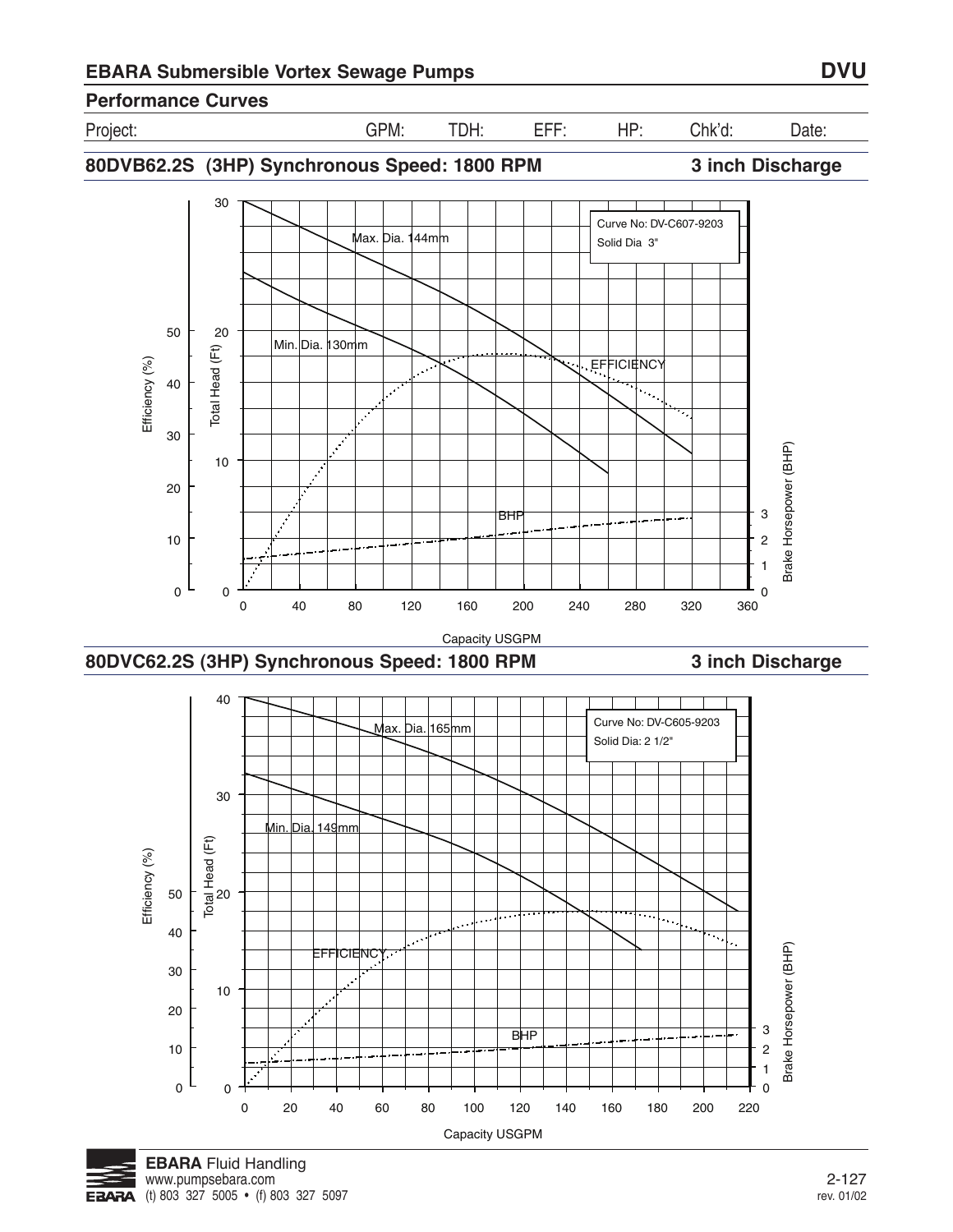## EBARA Submersible Vortex Sewage Pumps — DVU

### Performance Curves

| Project: | GPM: | TDH: | EFF: | HP: | Chk'd: | Date: |
|---|---|---|---|---|---|---|

### 80DVB62.2S (3HP) Synchronous Speed: 1800 RPM — 3 inch Discharge

Curve No: DV-C607-9203
Solid Dia 3"

Max. Dia. 144mm
Min. Dia. 130mm
EFFICIENCY
BHP

Efficiency (%): 0, 10, 20, 30, 40, 50
Total Head (Ft): 0, 10, 20, 30
Brake Horsepower (BHP): 0, 1, 2, 3
Capacity USGPM: 0, 40, 80, 120, 160, 200, 240, 280, 320, 360

### 80DVC62.2S (3HP) Synchronous Speed: 1800 RPM — 3 inch Discharge

Curve No: DV-C605-9203
Solid Dia: 2 1/2"

Max. Dia. 165mm
Min. Dia. 149mm
EFFICIENCY
BHP

Efficiency (%): 0, 10, 20, 30, 40, 50
Total Head (Ft): 0, 10, 20, 30, 40
Brake Horsepower (BHP): 0, 1, 2, 3
Capacity USGPM: 0, 20, 40, 60, 80, 100, 120, 140, 160, 180, 200, 220

**EBARA** Fluid Handling
www.pumpsebara.com
(t) 803 327 5005 • (f) 803 327 5097

rev. 01/02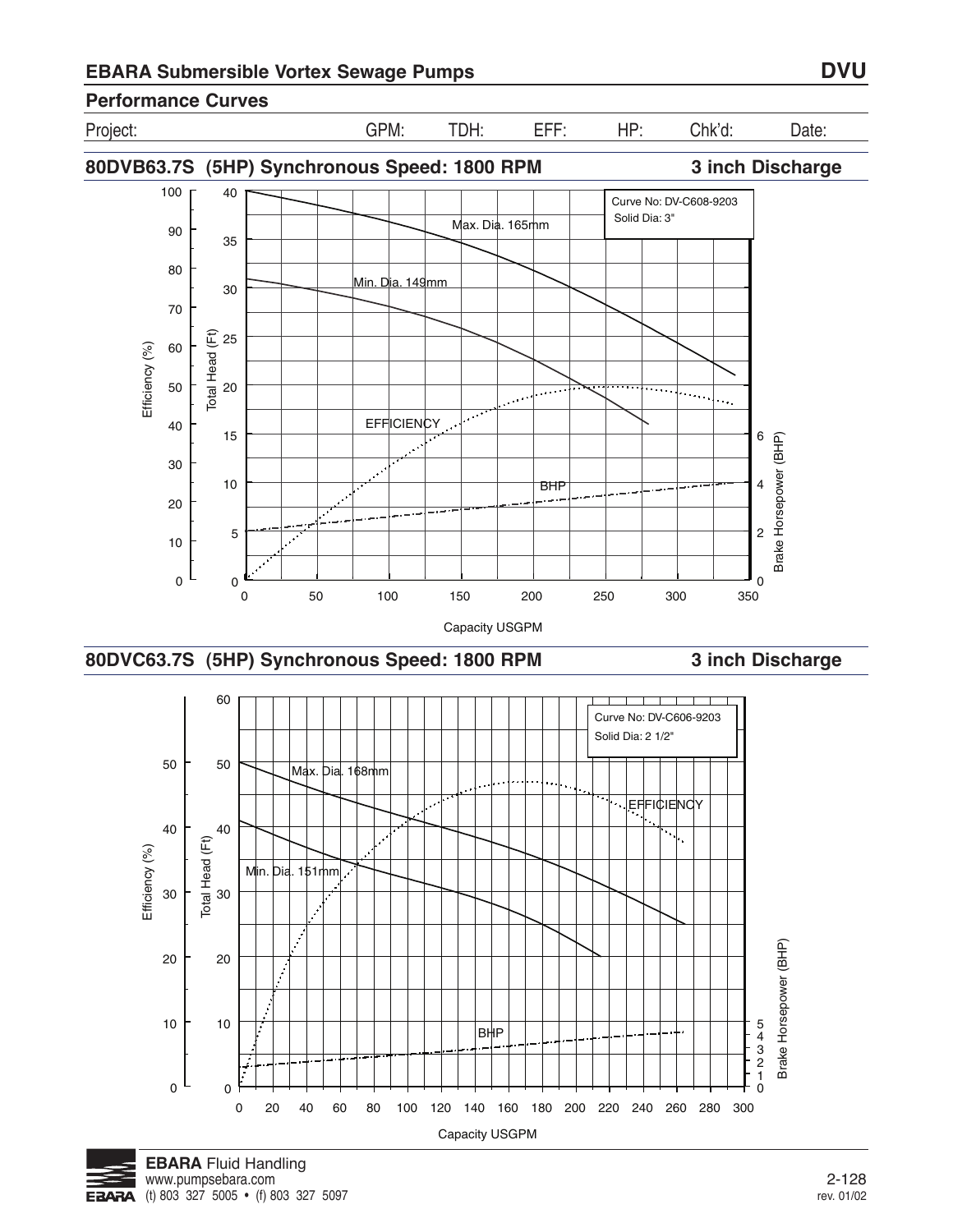## EBARA Submersible Vortex Sewage Pumps

**DVU**

### Performance Curves

| Project: | GPM: | TDH: | EFF: | HP: | Chk'd: | Date: |
|---|---|---|---|---|---|---|

### 80DVB63.7S (5HP) Synchronous Speed: 1800 RPM — 3 inch Discharge

Curve No: DV-C608-9203
Solid Dia: 3"

Max. Dia. 165mm

Min. Dia. 149mm

EFFICIENCY

BHP

Efficiency (%) — Total Head (Ft) — Brake Horsepower (BHP)

Capacity USGPM

### 80DVC63.7S (5HP) Synchronous Speed: 1800 RPM — 3 inch Discharge

Curve No: DV-C606-9203
Solid Dia: 2 1/2"

Max. Dia. 168mm

Min. Dia. 151mm

EFFICIENCY

BHP

Efficiency (%) — Total Head (Ft) — Brake Horsepower (BHP)

Capacity USGPM

**EBARA** Fluid Handling
www.pumpsebara.com
(t) 803 327 5005 • (f) 803 327 5097

2-128
rev. 01/02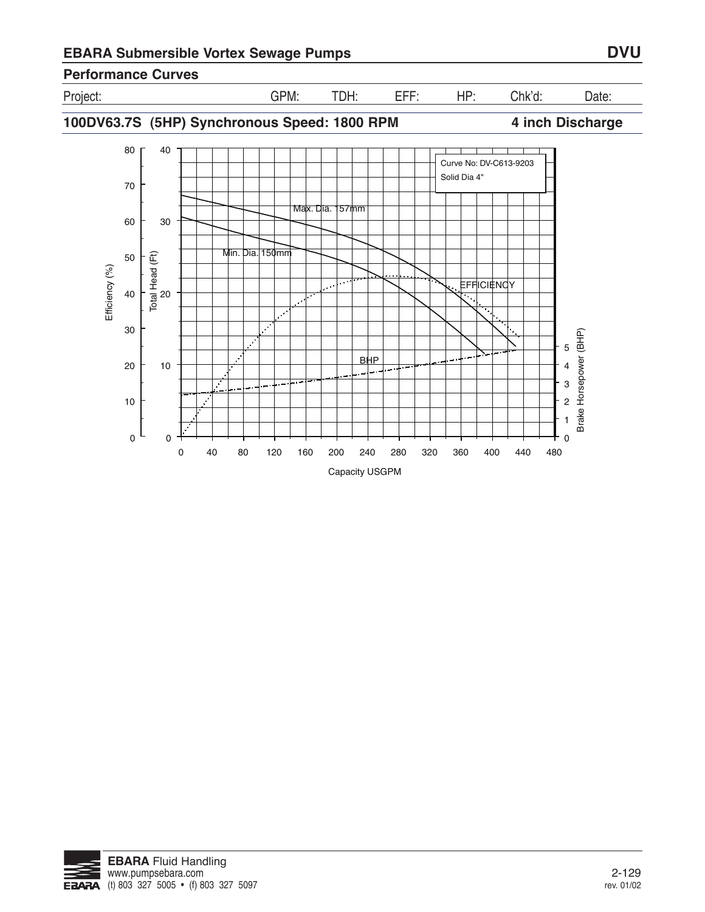## EBARA Submersible Vortex Sewage Pumps

**DVU**

### Performance Curves

| Project: | GPM: | TDH: | EFF: | HP: | Chk'd: | Date: |
|---|---|---|---|---|---|---|

### 100DV63.7S (5HP) Synchronous Speed: 1800 RPM — 4 inch Discharge

Curve No: DV-C613-9203
Solid Dia 4"

Max. Dia. 157mm

Min. Dia. 150mm

EFFICIENCY

BHP

Efficiency (%): 0, 10, 20, 30, 40, 50, 60, 70, 80

Total Head (Ft): 0, 10, 20, 30, 40

Brake Horsepower (BHP): 0, 1, 2, 3, 4, 5

Capacity USGPM: 0, 40, 80, 120, 160, 200, 240, 280, 320, 360, 400, 440, 480

**EBARA** Fluid Handling
www.pumpsebara.com
(t) 803 327 5005 • (f) 803 327 5097

rev. 01/02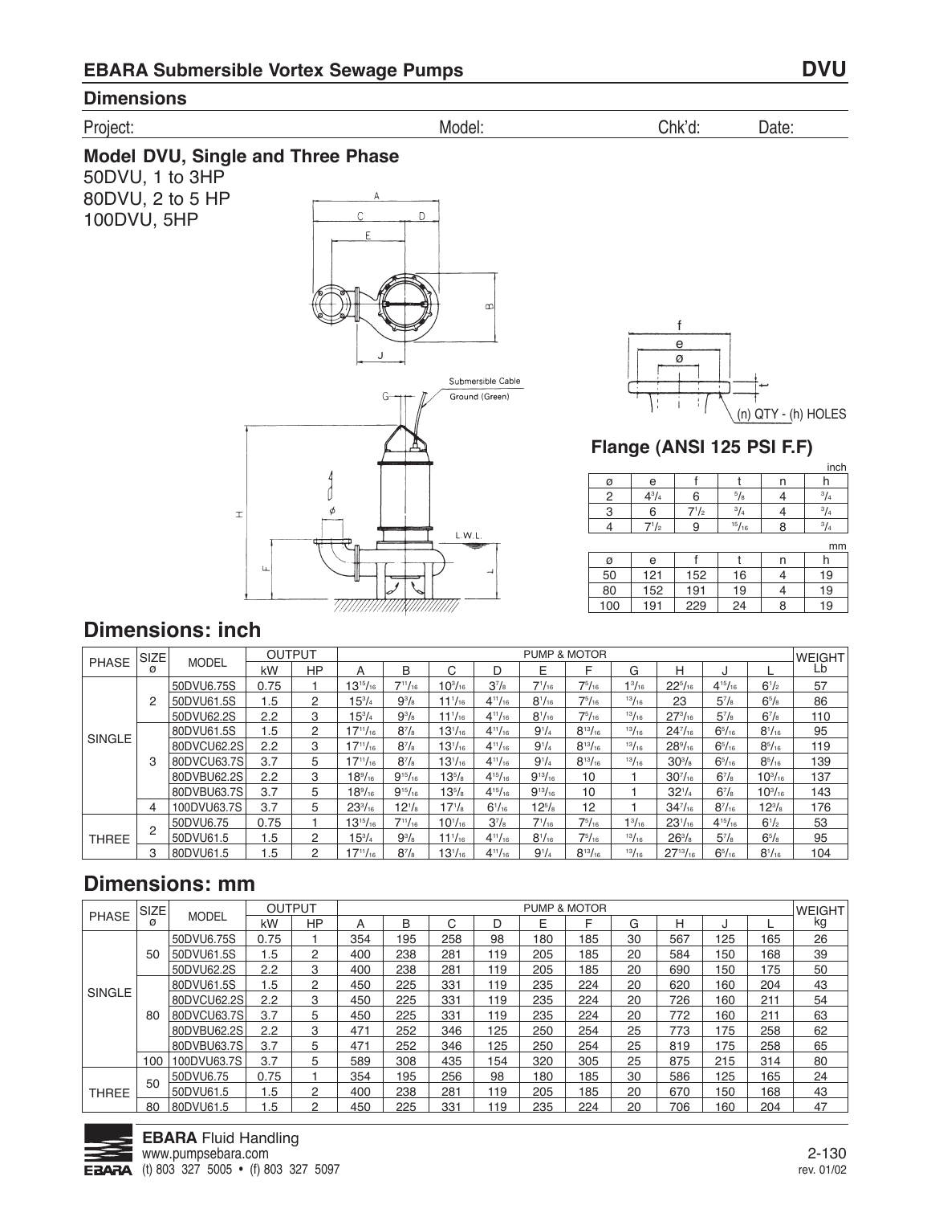## EBARA Submersible Vortex Sewage Pumps — DVU

### Dimensions

Project: Model: Chk'd: Date:

**Model DVU, Single and Three Phase**

50DVU, 1 to 3HP
80DVU, 2 to 5 HP
100DVU, 5HP

Submersible Cable
Ground (Green)
L.W.L.

(n) QTY - (h) HOLES

### Flange (ANSI 125 PSI F.F)

inch

| ø | e | f | t | n | h |
|---|---|---|---|---|---|
| 2 | 4 3/4 | 6 | 5/8 | 4 | 3/4 |
| 3 | 6 | 7 1/2 | 3/4 | 4 | 3/4 |
| 4 | 7 1/2 | 9 | 15/16 | 8 | 3/4 |

mm

| ø | e | f | t | n | h |
|---|---|---|---|---|---|
| 50 | 121 | 152 | 16 | 4 | 19 |
| 80 | 152 | 191 | 19 | 4 | 19 |
| 100 | 191 | 229 | 24 | 8 | 19 |

## Dimensions: inch

| PHASE | SIZE ø | MODEL | OUTPUT kW | OUTPUT HP | A | B | C | D | E | F | G | H | J | L | WEIGHT Lb |
|---|---|---|---|---|---|---|---|---|---|---|---|---|---|---|---|
| SINGLE | 2 | 50DVU6.75S | 0.75 | 1 | 13 15/16 | 7 11/16 | 10 3/16 | 3 7/8 | 7 1/16 | 7 5/16 | 1 3/16 | 22 5/16 | 4 15/16 | 6 1/2 | 57 |
| | | 50DVU61.5S | 1.5 | 2 | 15 3/4 | 9 3/8 | 11 1/16 | 4 11/16 | 8 1/16 | 7 5/16 | 13/16 | 23 | 5 7/8 | 6 5/8 | 86 |
| | | 50DVU62.2S | 2.2 | 3 | 15 3/4 | 9 3/8 | 11 1/16 | 4 11/16 | 8 1/16 | 7 5/16 | 13/16 | 27 3/16 | 5 7/8 | 6 7/8 | 110 |
| | 3 | 80DVU61.5S | 1.5 | 2 | 17 11/16 | 8 7/8 | 13 1/16 | 4 11/16 | 9 1/4 | 8 13/16 | 13/16 | 24 7/16 | 6 5/16 | 8 1/16 | 95 |
| | | 80DVCU62.2S | 2.2 | 3 | 17 11/16 | 8 7/8 | 13 1/16 | 4 11/16 | 9 1/4 | 8 13/16 | 13/16 | 28 9/16 | 6 5/16 | 8 5/16 | 119 |
| | | 80DVCU63.7S | 3.7 | 5 | 17 11/16 | 8 7/8 | 13 1/16 | 4 11/16 | 9 1/4 | 8 13/16 | 13/16 | 30 3/8 | 6 5/16 | 8 5/16 | 139 |
| | | 80DVBU62.2S | 2.2 | 3 | 18 9/16 | 9 15/16 | 13 5/8 | 4 15/16 | 9 13/16 | 10 | 1 | 30 7/16 | 6 7/8 | 10 3/16 | 137 |
| | | 80DVBU63.7S | 3.7 | 5 | 18 9/16 | 9 15/16 | 13 5/8 | 4 15/16 | 9 13/16 | 10 | 1 | 32 1/4 | 6 7/8 | 10 3/16 | 143 |
| | 4 | 100DVU63.7S | 3.7 | 5 | 23 3/16 | 12 1/8 | 17 1/8 | 6 1/16 | 12 5/8 | 12 | 1 | 34 7/16 | 8 7/16 | 12 3/8 | 176 |
| THREE | 2 | 50DVU6.75 | 0.75 | 1 | 13 15/16 | 7 11/16 | 10 1/16 | 3 7/8 | 7 1/16 | 7 5/16 | 1 3/16 | 23 1/16 | 4 15/16 | 6 1/2 | 53 |
| | | 50DVU61.5 | 1.5 | 2 | 15 3/4 | 9 3/8 | 11 1/16 | 4 11/16 | 8 1/16 | 7 5/16 | 13/16 | 26 3/8 | 5 7/8 | 6 5/8 | 95 |
| | 3 | 80DVU61.5 | 1.5 | 2 | 17 11/16 | 8 7/8 | 13 1/16 | 4 11/16 | 9 1/4 | 8 13/16 | 13/16 | 27 13/16 | 6 5/16 | 8 1/16 | 104 |

## Dimensions: mm

| PHASE | SIZE ø | MODEL | OUTPUT kW | OUTPUT HP | A | B | C | D | E | F | G | H | J | L | WEIGHT kg |
|---|---|---|---|---|---|---|---|---|---|---|---|---|---|---|---|
| SINGLE | 50 | 50DVU6.75S | 0.75 | 1 | 354 | 195 | 258 | 98 | 180 | 185 | 30 | 567 | 125 | 165 | 26 |
| | | 50DVU61.5S | 1.5 | 2 | 400 | 238 | 281 | 119 | 205 | 185 | 20 | 584 | 150 | 168 | 39 |
| | | 50DVU62.2S | 2.2 | 3 | 400 | 238 | 281 | 119 | 205 | 185 | 20 | 690 | 150 | 175 | 50 |
| | 80 | 80DVU61.5S | 1.5 | 2 | 450 | 225 | 331 | 119 | 235 | 224 | 20 | 620 | 160 | 204 | 43 |
| | | 80DVCU62.2S | 2.2 | 3 | 450 | 225 | 331 | 119 | 235 | 224 | 20 | 726 | 160 | 211 | 54 |
| | | 80DVCU63.7S | 3.7 | 5 | 450 | 225 | 331 | 119 | 235 | 224 | 20 | 772 | 160 | 211 | 63 |
| | | 80DVBU62.2S | 2.2 | 3 | 471 | 252 | 346 | 125 | 250 | 254 | 25 | 773 | 175 | 258 | 62 |
| | | 80DVBU63.7S | 3.7 | 5 | 471 | 252 | 346 | 125 | 250 | 254 | 25 | 819 | 175 | 258 | 65 |
| | 100 | 100DVU63.7S | 3.7 | 5 | 589 | 308 | 435 | 154 | 320 | 305 | 25 | 875 | 215 | 314 | 80 |
| THREE | 50 | 50DVU6.75 | 0.75 | 1 | 354 | 195 | 256 | 98 | 180 | 185 | 30 | 586 | 125 | 165 | 24 |
| | | 50DVU61.5 | 1.5 | 2 | 400 | 238 | 281 | 119 | 205 | 185 | 20 | 670 | 150 | 168 | 43 |
| | 80 | 80DVU61.5 | 1.5 | 2 | 450 | 225 | 331 | 119 | 235 | 224 | 20 | 706 | 160 | 204 | 47 |

**EBARA** Fluid Handling
www.pumpsebara.com
(t) 803 327 5005 • (f) 803 327 5097

2-130
rev. 01/02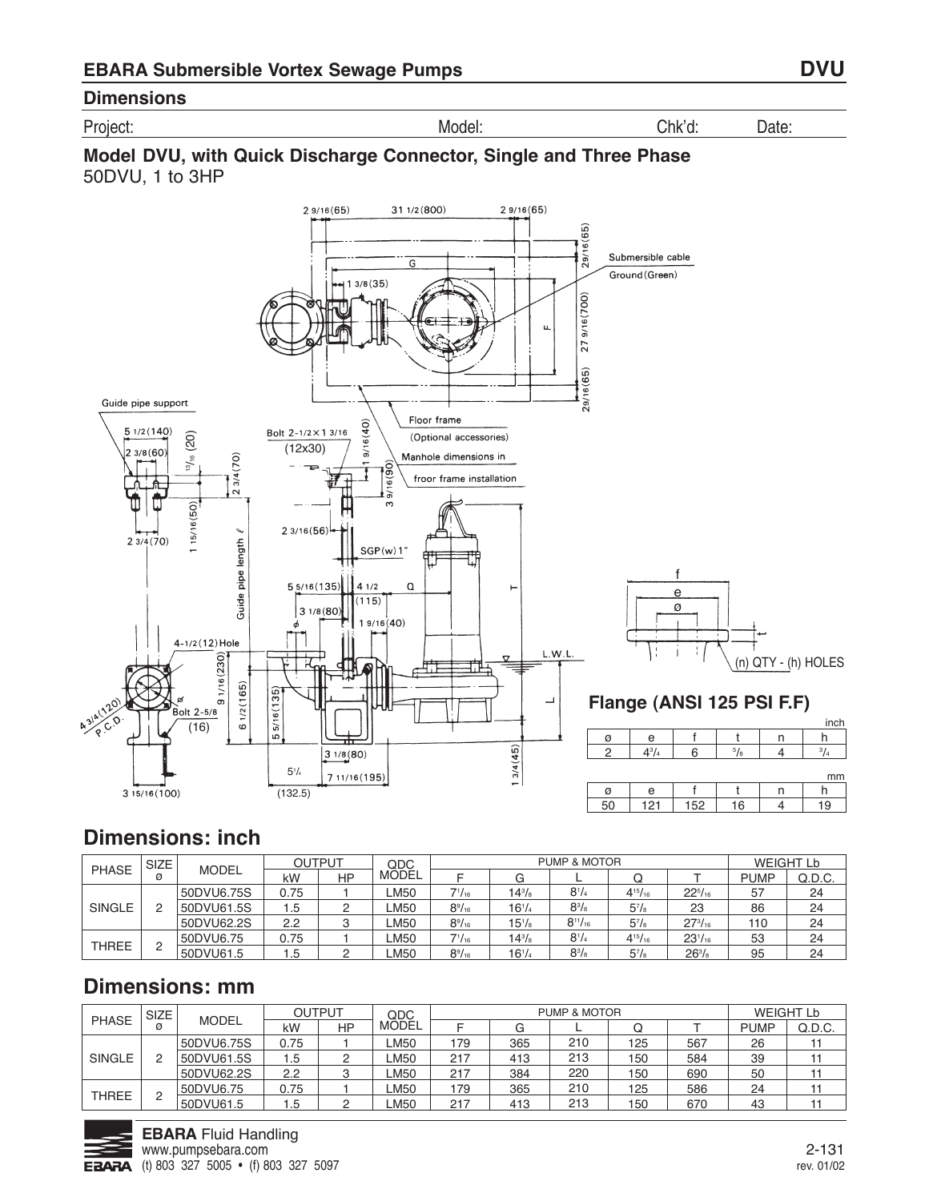## EBARA Submersible Vortex Sewage Pumps — DVU

### Dimensions

Project: Model: Chk'd: Date:

### Model DVU, with Quick Discharge Connector, Single and Three Phase

50DVU, 1 to 3HP

Guide pipe support

Floor frame (Optional accessories)

Manhole dimensions in froor frame installation

Submersible cable

Ground (Green)

Bolt 2-1/2 × 1 3/16 (12x30)

SGP(w) 1"

4-1/2 (12) Hole

Bolt 2-5/8 (16)

Guide pipe length ℓ

L.W.L.

#### Flange (ANSI 125 PSI F.F)

(n) QTY - (h) HOLES

inch

| ø | e | f | t | n | h |
|---|---|---|---|---|---|
| 2 | 4 3/4 | 6 | 5/8 | 4 | 3/4 |

mm

| ø | e | f | t | n | h |
|---|---|---|---|---|---|
| 50 | 121 | 152 | 16 | 4 | 19 |

## Dimensions: inch

| PHASE | SIZE ø | MODEL | OUTPUT | | QDC MODEL | PUMP & MOTOR | | | | | WEIGHT Lb | |
|---|---|---|---|---|---|---|---|---|---|---|---|---|
| | | | kW | HP | | F | G | L | Q | T | PUMP | Q.D.C. |
| SINGLE | 2 | 50DVU6.75S | 0.75 | 1 | LM50 | 7 1/16 | 14 3/8 | 8 1/4 | 4 15/16 | 22 5/16 | 57 | 24 |
| | | 50DVU61.5S | 1.5 | 2 | LM50 | 8 9/16 | 16 1/4 | 8 3/8 | 5 7/8 | 23 | 86 | 24 |
| | | 50DVU62.2S | 2.2 | 3 | LM50 | 8 9/16 | 15 1/8 | 8 11/16 | 5 7/8 | 27 3/16 | 110 | 24 |
| THREE | 2 | 50DVU6.75 | 0.75 | 1 | LM50 | 7 1/16 | 14 3/8 | 8 1/4 | 4 15/16 | 23 1/16 | 53 | 24 |
| | | 50DVU61.5 | 1.5 | 2 | LM50 | 8 9/16 | 16 1/4 | 8 3/8 | 5 7/8 | 26 3/8 | 95 | 24 |

## Dimensions: mm

| PHASE | SIZE ø | MODEL | OUTPUT | | QDC MODEL | PUMP & MOTOR | | | | | WEIGHT Lb | |
|---|---|---|---|---|---|---|---|---|---|---|---|---|
| | | | kW | HP | | F | G | L | Q | T | PUMP | Q.D.C. |
| SINGLE | 2 | 50DVU6.75S | 0.75 | 1 | LM50 | 179 | 365 | 210 | 125 | 567 | 26 | 11 |
| | | 50DVU61.5S | 1.5 | 2 | LM50 | 217 | 413 | 213 | 150 | 584 | 39 | 11 |
| | | 50DVU62.2S | 2.2 | 3 | LM50 | 217 | 384 | 220 | 150 | 690 | 50 | 11 |
| THREE | 2 | 50DVU6.75 | 0.75 | 1 | LM50 | 179 | 365 | 210 | 125 | 586 | 24 | 11 |
| | | 50DVU61.5 | 1.5 | 2 | LM50 | 217 | 413 | 213 | 150 | 670 | 43 | 11 |

**EBARA** Fluid Handling
www.pumpsebara.com
(t) 803 327 5005 • (f) 803 327 5097

rev. 01/02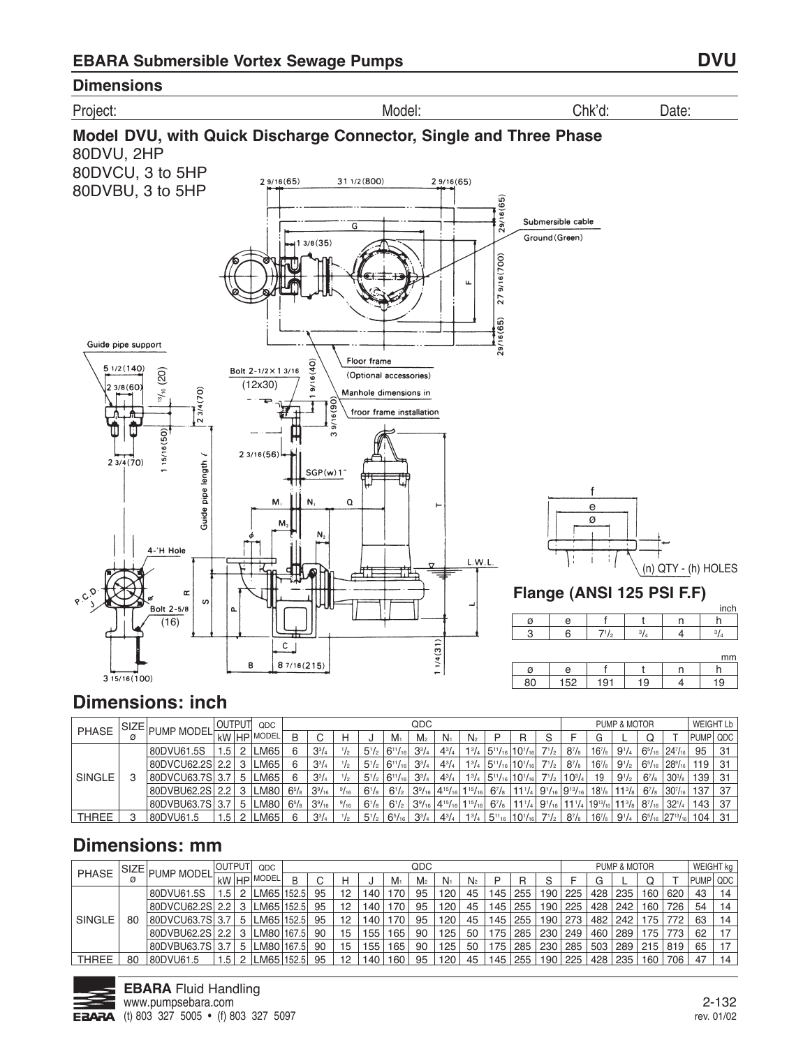## EBARA Submersible Vortex Sewage Pumps — DVU

### Dimensions

Project: Model: Chk'd: Date:

### Model DVU, with Quick Discharge Connector, Single and Three Phase

80DVU, 2HP
80DVCU, 3 to 5HP
80DVBU, 3 to 5HP

2 9/16(65) 31 1/2(800) 2 9/16(65)

Submersible cable
Ground (Green)

G, F, 1 3/8(35), 2 9/16(65), 27 9/16(700), 2 9/16(65)

Guide pipe support
5 1/2(140)
2 3/8(60)
13/16 (20)
2 3/4(70)
1 15/16(50)
2 3/4(70)

Bolt 2-1/2×1 3/16 (12x30)
1 9/16(40)
3 9/16(90)
Floor frame (Optional accessories)
Manhole dimensions in froor frame installation

2 3/16(56)
SGP(w)1"
Guide pipe length ℓ
M₁ N₁ Q
M₂ N₂
ø
T
L.W.L.
4-'H Hole
P.C.D. J
Bolt 2-5/8 (16)
R S P
C
B 8 7/16(215)
L
1 1/4(31)
3 15/16(100)

f, e, ø, t
(n) QTY - (h) HOLES

### Flange (ANSI 125 PSI F.F)

inch

| ø | e | f | t | n | h |
|---|---|---|---|---|---|
| 3 | 6 | 7 1/2 | 3/4 | 4 | 3/4 |

mm

| ø | e | f | t | n | h |
|---|---|---|---|---|---|
| 80 | 152 | 191 | 19 | 4 | 19 |

## Dimensions: inch

| PHASE | SIZE ø | PUMP MODEL | OUTPUT kW | OUTPUT HP | QDC MODEL | QDC B | C | H | J | M₁ | M₂ | N₁ | N₂ | P | R | S | PUMP & MOTOR F | G | L | Q | T | WEIGHT Lb PUMP | WEIGHT Lb QDC |
|---|---|---|---|---|---|---|---|---|---|---|---|---|---|---|---|---|---|---|---|---|---|---|---|
| SINGLE | 3 | 80DVU61.5S | 1.5 | 2 | LM65 | 6 | 3 3/4 | 1/2 | 5 1/2 | 6 11/16 | 3 3/4 | 4 3/4 | 1 3/4 | 5 11/16 | 10 1/16 | 7 1/2 | 8 7/8 | 16 7/8 | 9 1/4 | 6 5/16 | 24 7/16 | 95 | 31 |
| | | 80DVCU62.2S | 2.2 | 3 | LM65 | 6 | 3 3/4 | 1/2 | 5 1/2 | 6 11/16 | 3 3/4 | 4 3/4 | 1 3/4 | 5 11/16 | 10 1/16 | 7 1/2 | 8 7/8 | 16 7/8 | 9 1/2 | 6 5/16 | 28 9/16 | 119 | 31 |
| | | 80DVCU63.7S | 3.7 | 5 | LM65 | 6 | 3 3/4 | 1/2 | 5 1/2 | 6 11/16 | 3 3/4 | 4 3/4 | 1 3/4 | 5 11/16 | 10 1/16 | 7 1/2 | 10 3/4 | 19 | 9 1/2 | 6 7/8 | 30 3/8 | 139 | 31 |
| | | 80DVBU62.2S | 2.2 | 3 | LM80 | 6 5/8 | 3 9/16 | 9/16 | 6 1/8 | 6 1/2 | 3 9/16 | 4 15/16 | 1 15/16 | 6 7/8 | 11 1/4 | 9 1/16 | 9 13/16 | 18 1/8 | 11 3/8 | 6 7/8 | 30 7/16 | 137 | 37 |
| | | 80DVBU63.7S | 3.7 | 5 | LM80 | 6 5/8 | 3 9/16 | 9/16 | 6 1/8 | 6 1/2 | 3 9/16 | 4 15/16 | 1 15/16 | 6 7/8 | 11 1/4 | 9 1/16 | 11 1/4 | 19 13/16 | 11 3/8 | 8 7/16 | 32 1/4 | 143 | 37 |
| THREE | 3 | 80DVU61.5 | 1.5 | 2 | LM65 | 6 | 3 3/4 | 1/2 | 5 1/2 | 6 5/16 | 3 3/4 | 4 3/4 | 1 3/4 | 5 11/16 | 10 1/16 | 7 1/2 | 8 7/8 | 16 7/8 | 9 1/4 | 6 5/16 | 27 13/16 | 104 | 31 |

## Dimensions: mm

| PHASE | SIZE ø | PUMP MODEL | OUTPUT kW | OUTPUT HP | QDC MODEL | QDC B | C | H | J | M₁ | M₂ | N₁ | N₂ | P | R | S | PUMP & MOTOR F | G | L | Q | T | WEIGHT kg PUMP | WEIGHT kg QDC |
|---|---|---|---|---|---|---|---|---|---|---|---|---|---|---|---|---|---|---|---|---|---|---|---|
| SINGLE | 80 | 80DVU61.5S | 1.5 | 2 | LM65 | 152.5 | 95 | 12 | 140 | 170 | 95 | 120 | 45 | 145 | 255 | 190 | 225 | 428 | 235 | 160 | 620 | 43 | 14 |
| | | 80DVCU62.2S | 2.2 | 3 | LM65 | 152.5 | 95 | 12 | 140 | 170 | 95 | 120 | 45 | 145 | 255 | 190 | 225 | 428 | 242 | 160 | 726 | 54 | 14 |
| | | 80DVCU63.7S | 3.7 | 5 | LM65 | 152.5 | 95 | 12 | 140 | 170 | 95 | 120 | 45 | 145 | 255 | 190 | 273 | 482 | 242 | 175 | 772 | 63 | 14 |
| | | 80DVBU62.2S | 2.2 | 3 | LM80 | 167.5 | 90 | 15 | 155 | 165 | 90 | 125 | 50 | 175 | 285 | 230 | 249 | 460 | 289 | 175 | 773 | 62 | 17 |
| | | 80DVBU63.7S | 3.7 | 5 | LM80 | 167.5 | 90 | 15 | 155 | 165 | 90 | 125 | 50 | 175 | 285 | 230 | 285 | 503 | 289 | 215 | 819 | 65 | 17 |
| THREE | 80 | 80DVU61.5 | 1.5 | 2 | LM65 | 152.5 | 95 | 12 | 140 | 160 | 95 | 120 | 45 | 145 | 255 | 190 | 225 | 428 | 235 | 160 | 706 | 47 | 14 |

**EBARA** Fluid Handling
www.pumpsebara.com
(t) 803 327 5005 • (f) 803 327 5097

rev. 01/02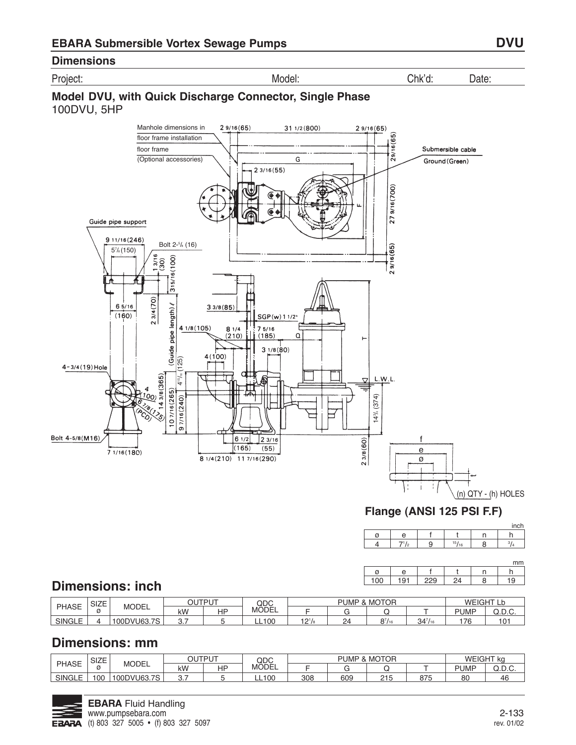## EBARA Submersible Vortex Sewage Pumps DVU

### Dimensions

Project: Model: Chk'd: Date:

### Model DVU, with Quick Discharge Connector, Single Phase

100DVU, 5HP

Manhole dimensions in floor frame installation

floor frame (Optional accessories)

Submersible cable

Ground (Green)

Guide pipe support

Bolt 2-5/8 (16)

4-3/4 (19) Hole

Bolt 4-5/8 (M16)

SGP(w) 1 1/2"

(Guide pipe length) ℓ

L.W.L.

(n) QTY - (h) HOLES

### Flange (ANSI 125 PSI F.F)

inch

| ø | e | f | t | n | h |
|---|---|---|---|---|---|
| 4 | 7 1/2 | 9 | 15/16 | 8 | 3/4 |

mm

| ø | e | f | t | n | h |
|---|---|---|---|---|---|
| 100 | 191 | 229 | 24 | 8 | 19 |

## Dimensions: inch

| PHASE | SIZE ø | MODEL | OUTPUT | | QDC MODEL | PUMP & MOTOR | | | | WEIGHT Lb | |
|---|---|---|---|---|---|---|---|---|---|---|---|
| | | | kW | HP | | F | G | Q | T | PUMP | Q.D.C. |
| SINGLE | 4 | 100DVU63.7S | 3.7 | 5 | LL100 | 12 1/8 | 24 | 8 7/16 | 34 7/16 | 176 | 101 |

## Dimensions: mm

| PHASE | SIZE ø | MODEL | OUTPUT | | QDC MODEL | PUMP & MOTOR | | | | WEIGHT kg | |
|---|---|---|---|---|---|---|---|---|---|---|---|
| | | | kW | HP | | F | G | Q | T | PUMP | Q.D.C. |
| SINGLE | 100 | 100DVU63.7S | 3.7 | 5 | LL100 | 308 | 609 | 215 | 875 | 80 | 46 |

**EBARA** Fluid Handling
www.pumpsebara.com
(t) 803 327 5005 • (f) 803 327 5097

rev. 01/02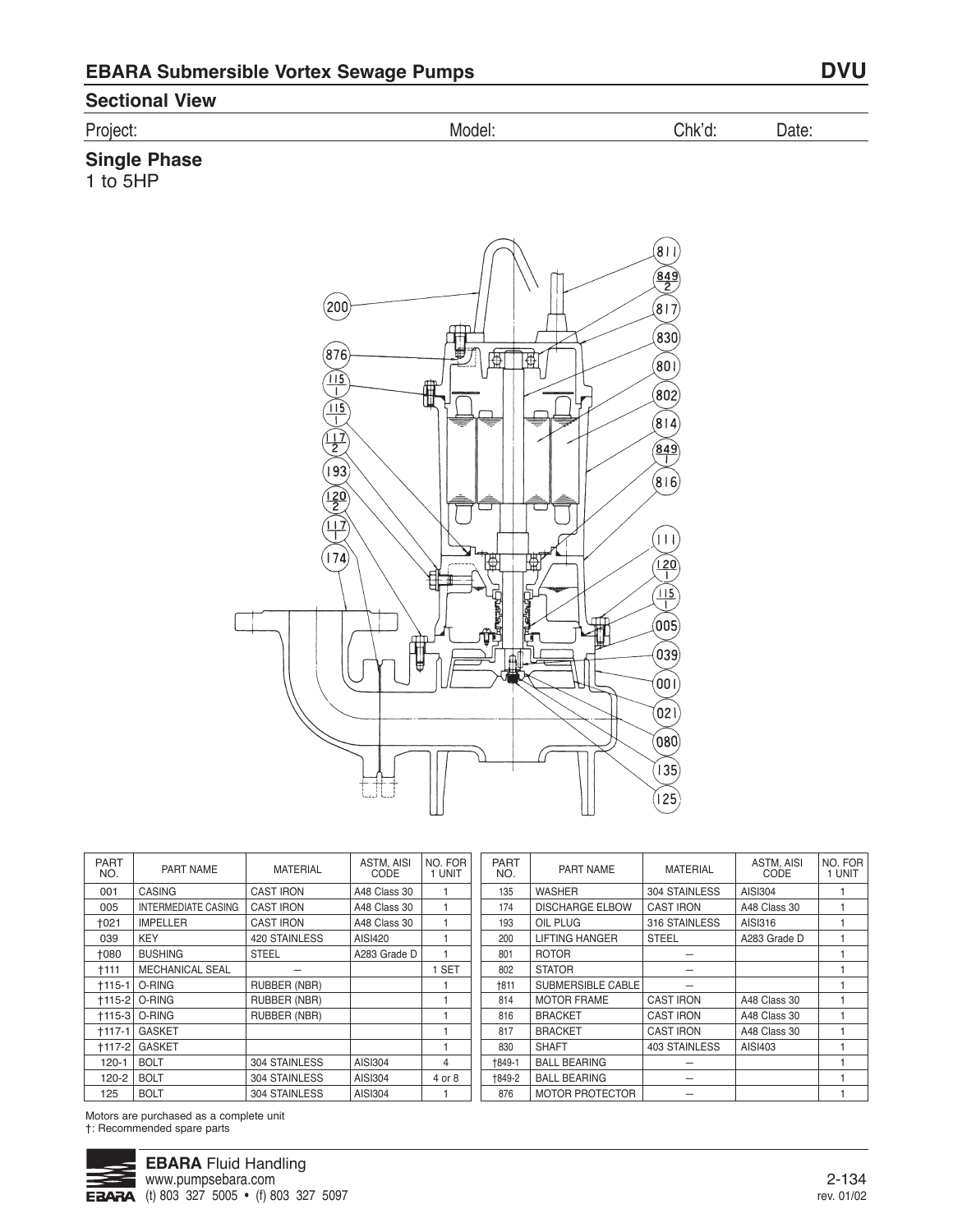## EBARA Submersible Vortex Sewage Pumps — DVU

### Sectional View

Project: Model: Chk'd: Date:

### Single Phase

1 to 5HP

| PART NO. | PART NAME | MATERIAL | ASTM, AISI CODE | NO. FOR 1 UNIT |
|---|---|---|---|---|
| 001 | CASING | CAST IRON | A48 Class 30 | 1 |
| 005 | INTERMEDIATE CASING | CAST IRON | A48 Class 30 | 1 |
| †021 | IMPELLER | CAST IRON | A48 Class 30 | 1 |
| 039 | KEY | 420 STAINLESS | AISI420 | 1 |
| †080 | BUSHING | STEEL | A283 Grade D | 1 |
| †111 | MECHANICAL SEAL | — | | 1 SET |
| †115-1 | O-RING | RUBBER (NBR) | | 1 |
| †115-2 | O-RING | RUBBER (NBR) | | 1 |
| †115-3 | O-RING | RUBBER (NBR) | | 1 |
| †117-1 | GASKET | | | 1 |
| †117-2 | GASKET | | | 1 |
| 120-1 | BOLT | 304 STAINLESS | AISI304 | 4 |
| 120-2 | BOLT | 304 STAINLESS | AISI304 | 4 or 8 |
| 125 | BOLT | 304 STAINLESS | AISI304 | 1 |
| 135 | WASHER | 304 STAINLESS | AISI304 | 1 |
| 174 | DISCHARGE ELBOW | CAST IRON | A48 Class 30 | 1 |
| 193 | OIL PLUG | 316 STAINLESS | AISI316 | 1 |
| 200 | LIFTING HANGER | STEEL | A283 Grade D | 1 |
| 801 | ROTOR | — | | 1 |
| 802 | STATOR | — | | 1 |
| †811 | SUBMERSIBLE CABLE | — | | 1 |
| 814 | MOTOR FRAME | CAST IRON | A48 Class 30 | 1 |
| 816 | BRACKET | CAST IRON | A48 Class 30 | 1 |
| 817 | BRACKET | CAST IRON | A48 Class 30 | 1 |
| 830 | SHAFT | 403 STAINLESS | AISI403 | 1 |
| †849-1 | BALL BEARING | — | | 1 |
| †849-2 | BALL BEARING | — | | 1 |
| 876 | MOTOR PROTECTOR | — | | 1 |

Motors are purchased as a complete unit

†: Recommended spare parts

**EBARA** Fluid Handling
www.pumpsebara.com
(t) 803 327 5005 • (f) 803 327 5097

rev. 01/02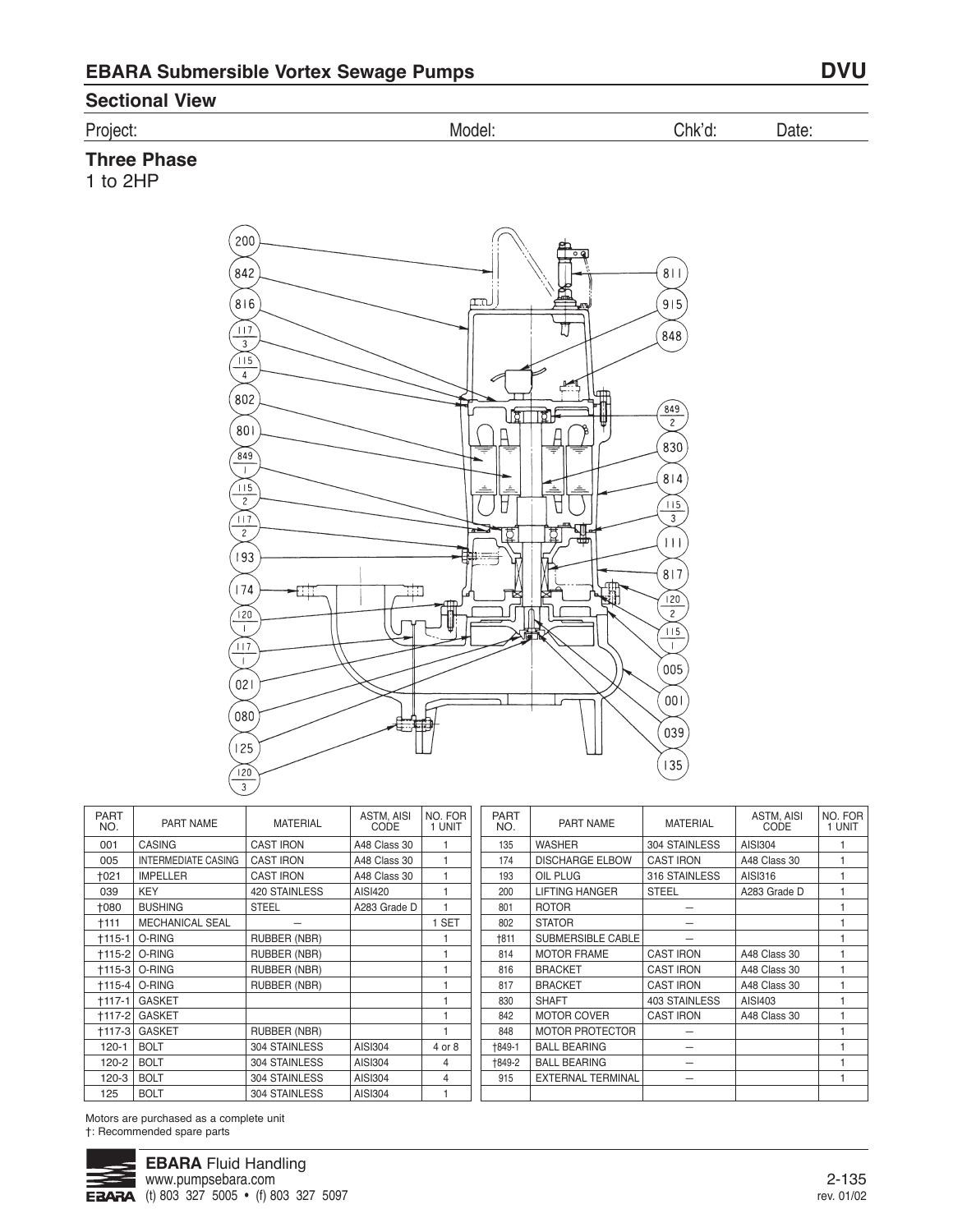# EBARA Submersible Vortex Sewage Pumps

## Sectional View

Project: Model: Chk'd: Date:

### Three Phase

1 to 2HP

200
842
816
117-3
115-4
802
801
849-1
115-2
117-2
193
174
120-1
117-1
021
080
125
120-3
811
915
848
849-2
830
814
115-3
111
817
120-2
115-1
005
001
039
135

| PART NO. | PART NAME | MATERIAL | ASTM, AISI CODE | NO. FOR 1 UNIT |
|---|---|---|---|---|
| 001 | CASING | CAST IRON | A48 Class 30 | 1 |
| 005 | INTERMEDIATE CASING | CAST IRON | A48 Class 30 | 1 |
| †021 | IMPELLER | CAST IRON | A48 Class 30 | 1 |
| 039 | KEY | 420 STAINLESS | AISI420 | 1 |
| †080 | BUSHING | STEEL | A283 Grade D | 1 |
| †111 | MECHANICAL SEAL | — | | 1 SET |
| †115-1 | O-RING | RUBBER (NBR) | | 1 |
| †115-2 | O-RING | RUBBER (NBR) | | 1 |
| †115-3 | O-RING | RUBBER (NBR) | | 1 |
| †115-4 | O-RING | RUBBER (NBR) | | 1 |
| †117-1 | GASKET | | | 1 |
| †117-2 | GASKET | | | 1 |
| †117-3 | GASKET | RUBBER (NBR) | | 1 |
| 120-1 | BOLT | 304 STAINLESS | AISI304 | 4 or 8 |
| 120-2 | BOLT | 304 STAINLESS | AISI304 | 4 |
| 120-3 | BOLT | 304 STAINLESS | AISI304 | 4 |
| 125 | BOLT | 304 STAINLESS | AISI304 | 1 |
| 135 | WASHER | 304 STAINLESS | AISI304 | 1 |
| 174 | DISCHARGE ELBOW | CAST IRON | A48 Class 30 | 1 |
| 193 | OIL PLUG | 316 STAINLESS | AISI316 | 1 |
| 200 | LIFTING HANGER | STEEL | A283 Grade D | 1 |
| 801 | ROTOR | — | | 1 |
| 802 | STATOR | — | | 1 |
| †811 | SUBMERSIBLE CABLE | — | | 1 |
| 814 | MOTOR FRAME | CAST IRON | A48 Class 30 | 1 |
| 816 | BRACKET | CAST IRON | A48 Class 30 | 1 |
| 817 | BRACKET | CAST IRON | A48 Class 30 | 1 |
| 830 | SHAFT | 403 STAINLESS | AISI403 | 1 |
| 842 | MOTOR COVER | CAST IRON | A48 Class 30 | 1 |
| 848 | MOTOR PROTECTOR | — | | 1 |
| †849-1 | BALL BEARING | — | | 1 |
| †849-2 | BALL BEARING | — | | 1 |
| 915 | EXTERNAL TERMINAL | — | | 1 |

Motors are purchased as a complete unit
†: Recommended spare parts

**EBARA** Fluid Handling
www.pumpsebara.com
(t) 803 327 5005 • (f) 803 327 5097

rev. 01/02